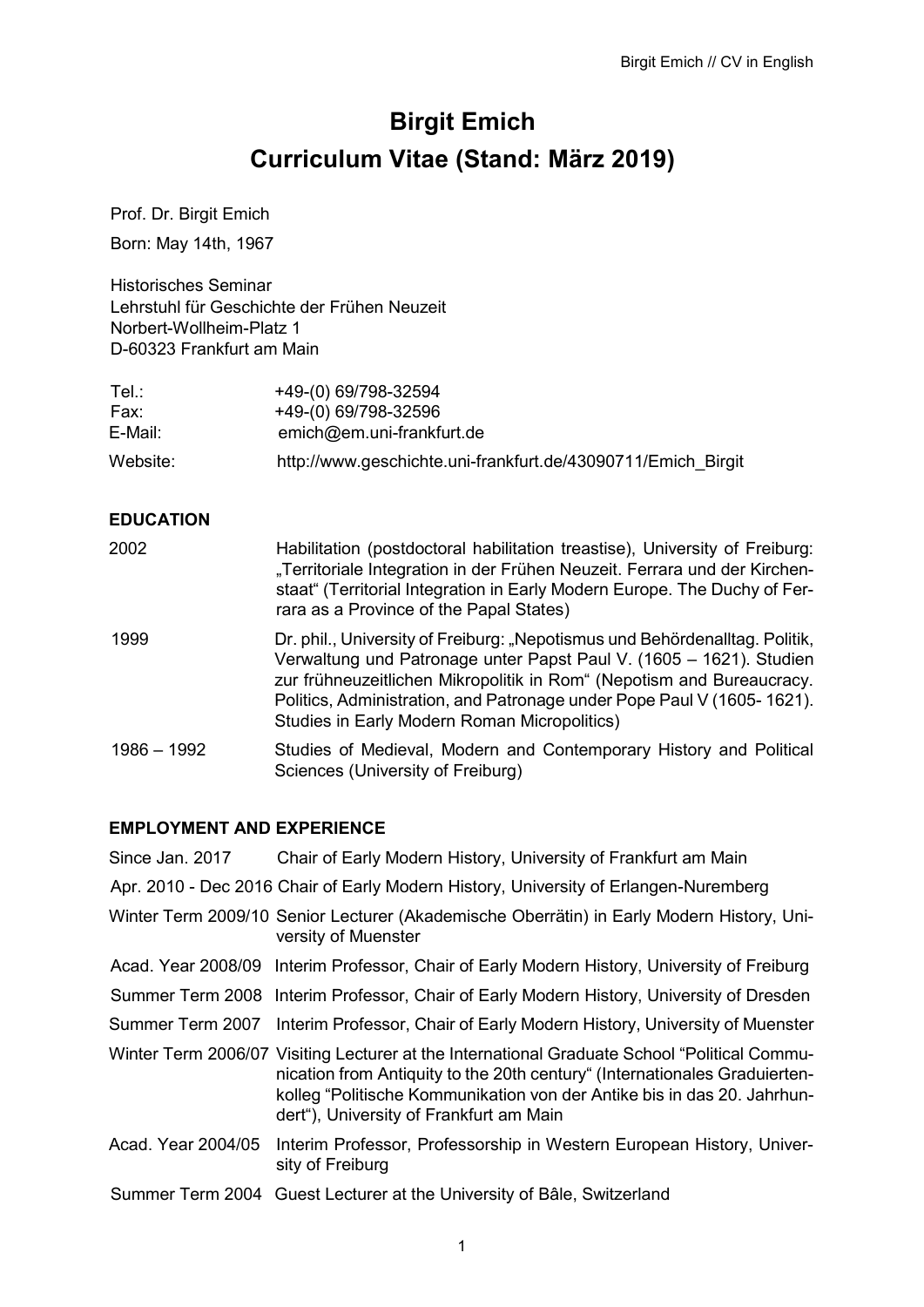# Birgit Emich

# Curriculum Vitae (Stand: März 2019)

Prof. Dr. Birgit Emich

Born: May 14th, 1967

Historisches Seminar
Lehrstuhl für Geschichte der Frühen Neuzeit
Norbert-Wollheim-Platz 1
D-60323 Frankfurt am Main

| | |
|---|---|
| Tel.: | +49-(0) 69/798-32594 |
| Fax: | +49-(0) 69/798-32596 |
| E-Mail: | emich@em.uni-frankfurt.de |
| Website: | http://www.geschichte.uni-frankfurt.de/43090711/Emich_Birgit |

## EDUCATION

| | |
|---|---|
| 2002 | Habilitation (postdoctoral habilitation treastise), University of Freiburg: „Territoriale Integration in der Frühen Neuzeit. Ferrara und der Kirchenstaat“ (Territorial Integration in Early Modern Europe. The Duchy of Ferrara as a Province of the Papal States) |
| 1999 | Dr. phil., University of Freiburg: „Nepotismus und Behördenalltag. Politik, Verwaltung und Patronage unter Papst Paul V. (1605 – 1621). Studien zur frühneuzeitlichen Mikropolitik in Rom“ (Nepotism and Bureaucracy. Politics, Administration, and Patronage under Pope Paul V (1605- 1621). Studies in Early Modern Roman Micropolitics) |
| 1986 – 1992 | Studies of Medieval, Modern and Contemporary History and Political Sciences (University of Freiburg) |

## EMPLOYMENT AND EXPERIENCE

| | |
|---|---|
| Since Jan. 2017 | Chair of Early Modern History, University of Frankfurt am Main |
| Apr. 2010 - Dec 2016 | Chair of Early Modern History, University of Erlangen-Nuremberg |
| Winter Term 2009/10 | Senior Lecturer (Akademische Oberrätin) in Early Modern History, University of Muenster |
| Acad. Year 2008/09 | Interim Professor, Chair of Early Modern History, University of Freiburg |
| Summer Term 2008 | Interim Professor, Chair of Early Modern History, University of Dresden |
| Summer Term 2007 | Interim Professor, Chair of Early Modern History, University of Muenster |
| Winter Term 2006/07 | Visiting Lecturer at the International Graduate School “Political Communication from Antiquity to the 20th century“ (Internationales Graduiertenkolleg “Politische Kommunikation von der Antike bis in das 20. Jahrhundert“), University of Frankfurt am Main |
| Acad. Year 2004/05 | Interim Professor, Professorship in Western European History, University of Freiburg |
| Summer Term 2004 | Guest Lecturer at the University of Bâle, Switzerland |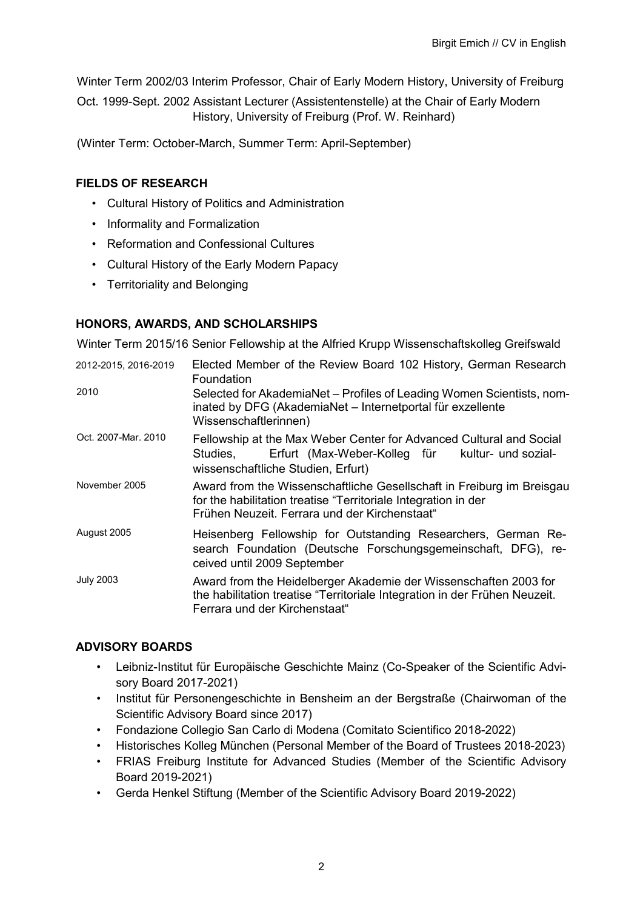Winter Term 2002/03 Interim Professor, Chair of Early Modern History, University of Freiburg

Oct. 1999-Sept. 2002 Assistant Lecturer (Assistentenstelle) at the Chair of Early Modern History, University of Freiburg (Prof. W. Reinhard)

(Winter Term: October-March, Summer Term: April-September)

## FIELDS OF RESEARCH

- Cultural History of Politics and Administration
- Informality and Formalization
- Reformation and Confessional Cultures
- Cultural History of the Early Modern Papacy
- Territoriality and Belonging

## HONORS, AWARDS, AND SCHOLARSHIPS

Winter Term 2015/16 Senior Fellowship at the Alfried Krupp Wissenschaftskolleg Greifswald

| | |
|---|---|
| 2012-2015, 2016-2019 | Elected Member of the Review Board 102 History, German Research Foundation |
| 2010 | Selected for AkademiaNet – Profiles of Leading Women Scientists, nominated by DFG (AkademiaNet – Internetportal für exzellente Wissenschaftlerinnen) |
| Oct. 2007-Mar. 2010 | Fellowship at the Max Weber Center for Advanced Cultural and Social Studies, Erfurt (Max-Weber-Kolleg für kultur- und sozialwissenschaftliche Studien, Erfurt) |
| November 2005 | Award from the Wissenschaftliche Gesellschaft in Freiburg im Breisgau for the habilitation treatise "Territoriale Integration in der Frühen Neuzeit. Ferrara und der Kirchenstaat" |
| August 2005 | Heisenberg Fellowship for Outstanding Researchers, German Research Foundation (Deutsche Forschungsgemeinschaft, DFG), received until 2009 September |
| July 2003 | Award from the Heidelberger Akademie der Wissenschaften 2003 for the habilitation treatise "Territoriale Integration in der Frühen Neuzeit. Ferrara und der Kirchenstaat" |

## ADVISORY BOARDS

- Leibniz-Institut für Europäische Geschichte Mainz (Co-Speaker of the Scientific Advisory Board 2017-2021)
- Institut für Personengeschichte in Bensheim an der Bergstraße (Chairwoman of the Scientific Advisory Board since 2017)
- Fondazione Collegio San Carlo di Modena (Comitato Scientifico 2018-2022)
- Historisches Kolleg München (Personal Member of the Board of Trustees 2018-2023)
- FRIAS Freiburg Institute for Advanced Studies (Member of the Scientific Advisory Board 2019-2021)
- Gerda Henkel Stiftung (Member of the Scientific Advisory Board 2019-2022)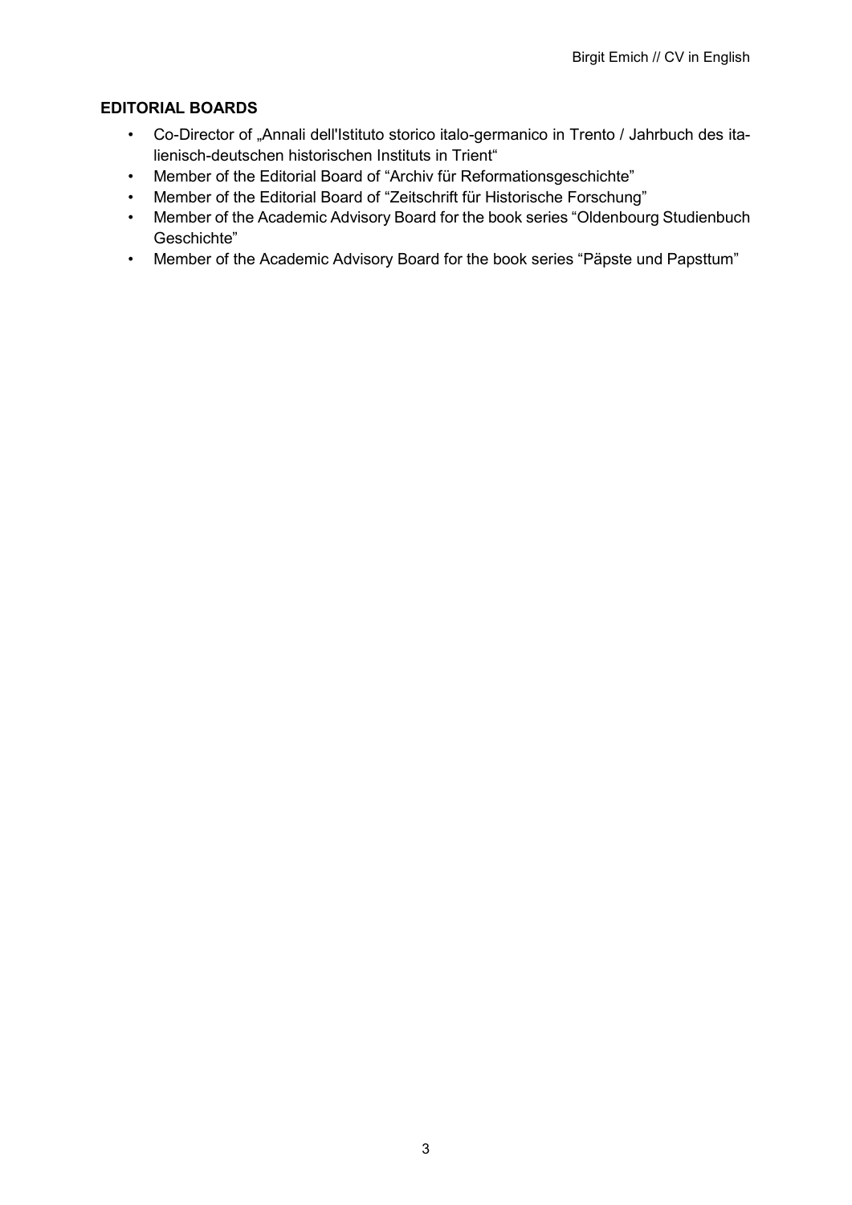**EDITORIAL BOARDS**

- Co-Director of „Annali dell'Istituto storico italo-germanico in Trento / Jahrbuch des italienisch-deutschen historischen Instituts in Trient"
- Member of the Editorial Board of "Archiv für Reformationsgeschichte"
- Member of the Editorial Board of "Zeitschrift für Historische Forschung"
- Member of the Academic Advisory Board for the book series "Oldenbourg Studienbuch Geschichte"
- Member of the Academic Advisory Board for the book series "Päpste und Papsttum"